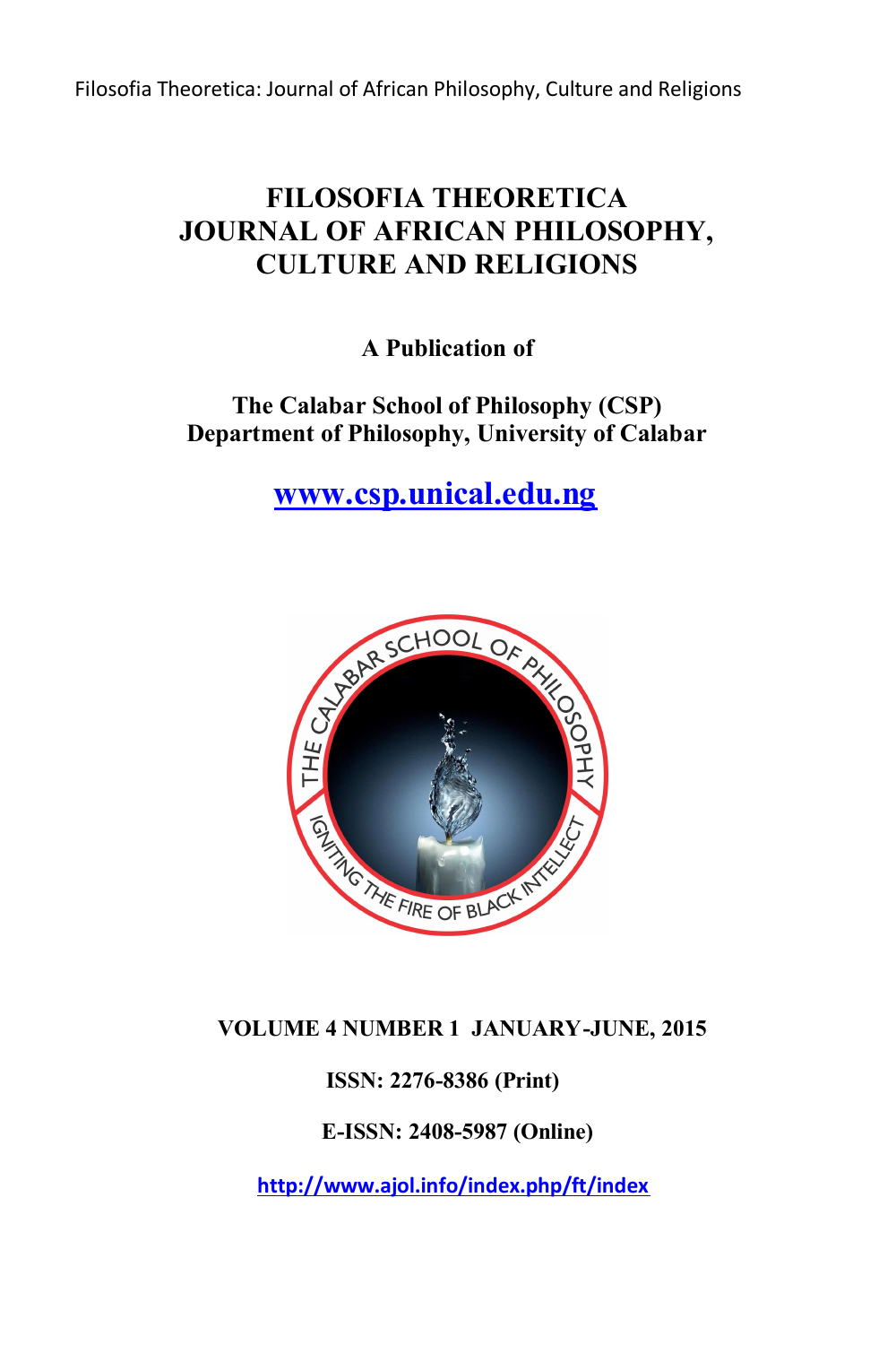# FILOSOFIA THEORETICA JOURNAL OF AFRICAN PHILOSOPHY, CULTURE AND RELIGIONS

**A Publication of**

**The Calabar School of Philosophy (CSP)**
**Department of Philosophy, University of Calabar**

**www.csp.unical.edu.ng**

**VOLUME 4 NUMBER 1 JANUARY-JUNE, 2015**

**ISSN: 2276-8386 (Print)**

**E-ISSN: 2408-5987 (Online)**

**http://www.ajol.info/index.php/ft/index**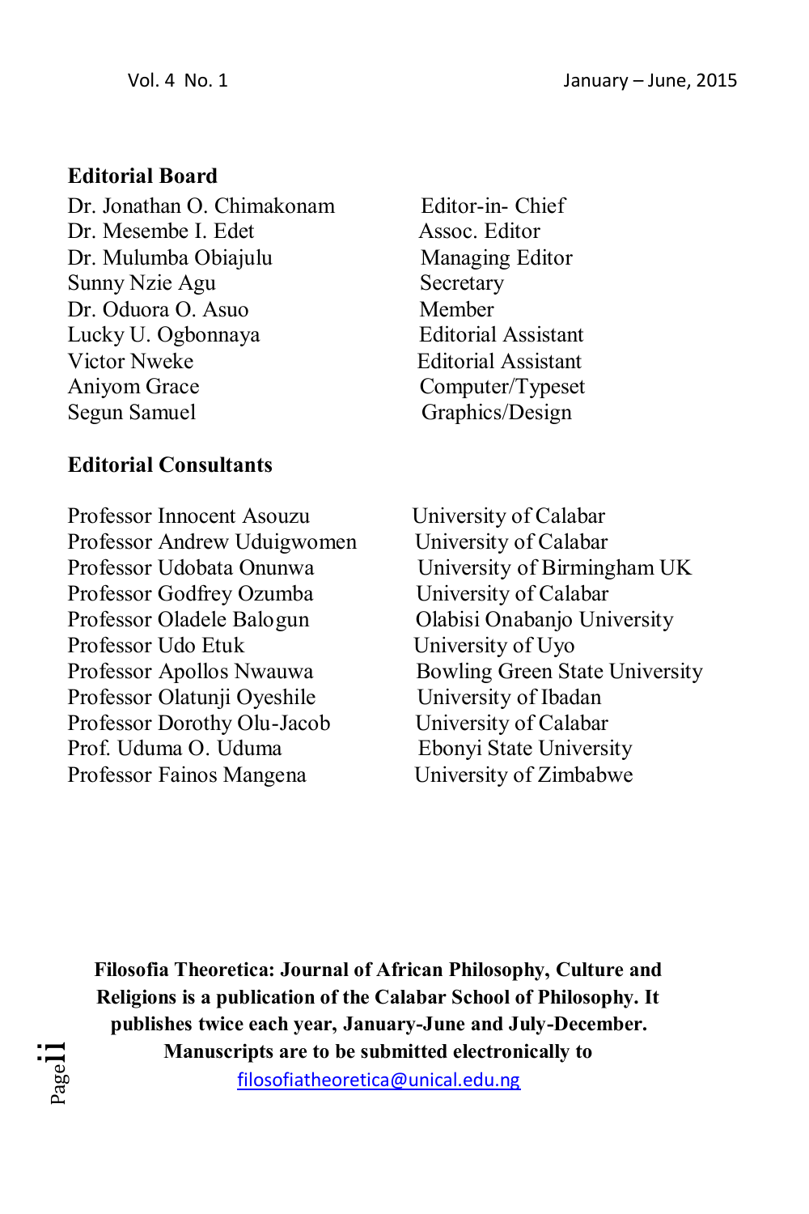**Editorial Board**

| | |
|---|---|
| Dr. Jonathan O. Chimakonam | Editor-in- Chief |
| Dr. Mesembe I. Edet | Assoc. Editor |
| Dr. Mulumba Obiajulu | Managing Editor |
| Sunny Nzie Agu | Secretary |
| Dr. Oduora O. Asuo | Member |
| Lucky U. Ogbonnaya | Editorial Assistant |
| Victor Nweke | Editorial Assistant |
| Aniyom Grace | Computer/Typeset |
| Segun Samuel | Graphics/Design |

**Editorial Consultants**

| | |
|---|---|
| Professor Innocent Asouzu | University of Calabar |
| Professor Andrew Uduigwomen | University of Calabar |
| Professor Udobata Onunwa | University of Birmingham UK |
| Professor Godfrey Ozumba | University of Calabar |
| Professor Oladele Balogun | Olabisi Onabanjo University |
| Professor Udo Etuk | University of Uyo |
| Professor Apollos Nwauwa | Bowling Green State University |
| Professor Olatunji Oyeshile | University of Ibadan |
| Professor Dorothy Olu-Jacob | University of Calabar |
| Prof. Uduma O. Uduma | Ebonyi State University |
| Professor Fainos Mangena | University of Zimbabwe |

**Filosofia Theoretica: Journal of African Philosophy, Culture and Religions is a publication of the Calabar School of Philosophy. It publishes twice each year, January-June and July-December. Manuscripts are to be submitted electronically to** filosofiatheoretica@unical.edu.ng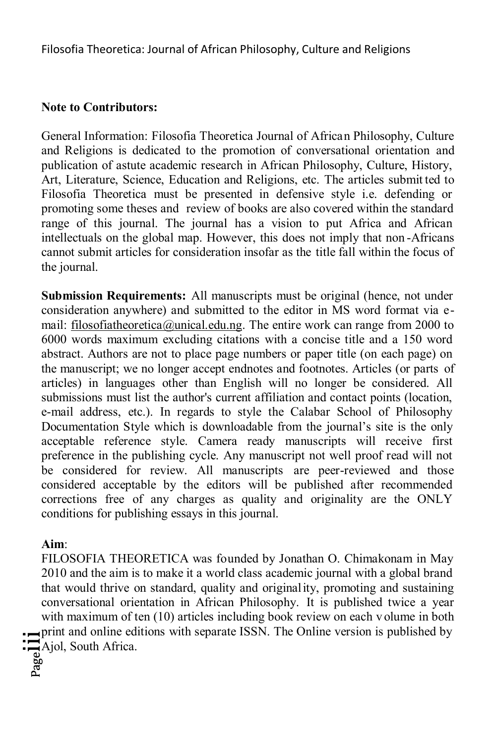**Note to Contributors:**

General Information: Filosofia Theoretica Journal of African Philosophy, Culture and Religions is dedicated to the promotion of conversational orientation and publication of astute academic research in African Philosophy, Culture, History, Art, Literature, Science, Education and Religions, etc. The articles submitted to Filosofia Theoretica must be presented in defensive style i.e. defending or promoting some theses and review of books are also covered within the standard range of this journal. The journal has a vision to put Africa and African intellectuals on the global map. However, this does not imply that non-Africans cannot submit articles for consideration insofar as the title fall within the focus of the journal.

**Submission Requirements:** All manuscripts must be original (hence, not under consideration anywhere) and submitted to the editor in MS word format via e-mail: filosofiatheoretica@unical.edu.ng. The entire work can range from 2000 to 6000 words maximum excluding citations with a concise title and a 150 word abstract. Authors are not to place page numbers or paper title (on each page) on the manuscript; we no longer accept endnotes and footnotes. Articles (or parts of articles) in languages other than English will no longer be considered. All submissions must list the author's current affiliation and contact points (location, e-mail address, etc.). In regards to style the Calabar School of Philosophy Documentation Style which is downloadable from the journal's site is the only acceptable reference style. Camera ready manuscripts will receive first preference in the publishing cycle. Any manuscript not well proof read will not be considered for review. All manuscripts are peer-reviewed and those considered acceptable by the editors will be published after recommended corrections free of any charges as quality and originality are the ONLY conditions for publishing essays in this journal.

**Aim**:
FILOSOFIA THEORETICA was founded by Jonathan O. Chimakonam in May 2010 and the aim is to make it a world class academic journal with a global brand that would thrive on standard, quality and originality, promoting and sustaining conversational orientation in African Philosophy. It is published twice a year with maximum of ten (10) articles including book review on each volume in both print and online editions with separate ISSN. The Online version is published by Ajol, South Africa.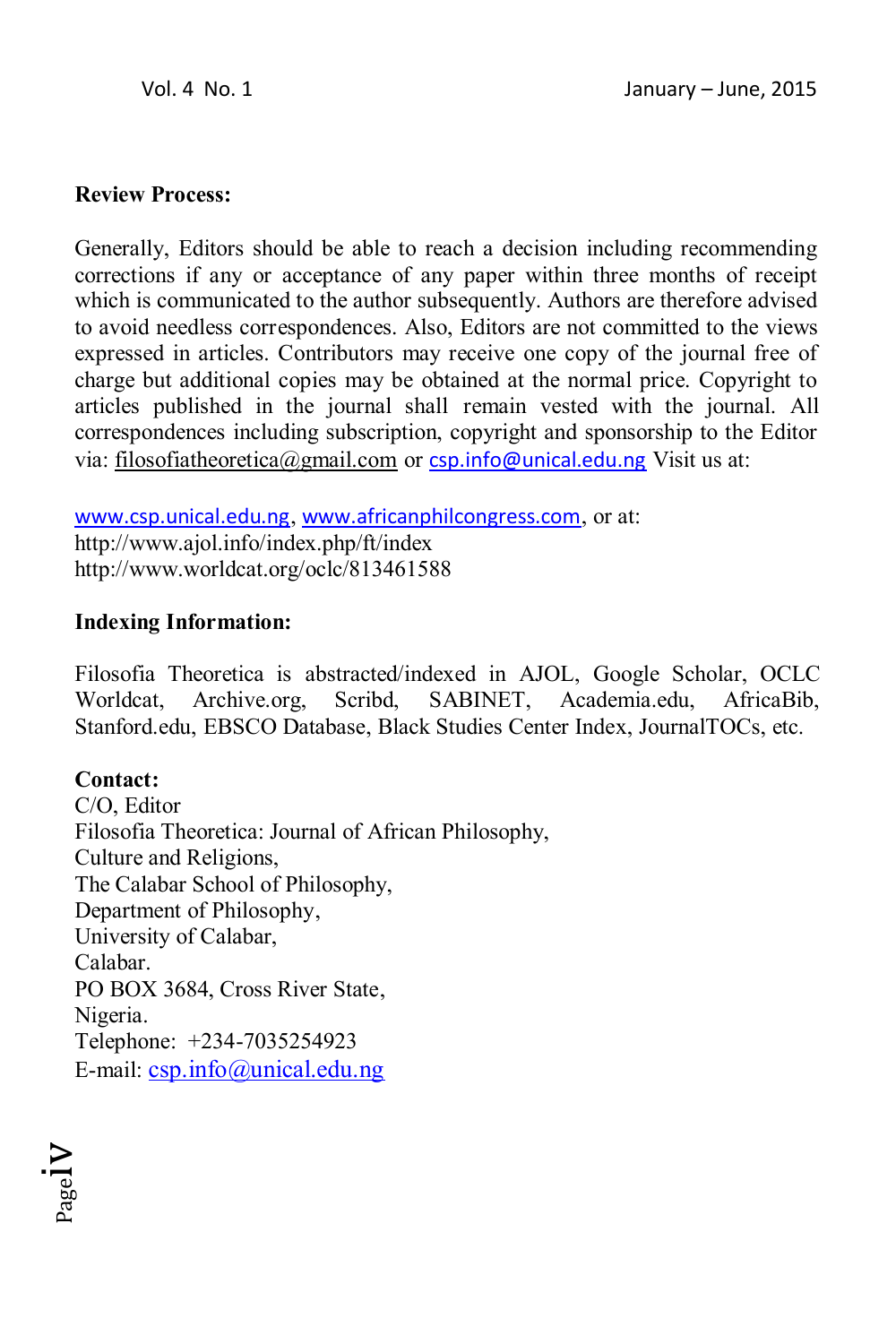**Review Process:**

Generally, Editors should be able to reach a decision including recommending corrections if any or acceptance of any paper within three months of receipt which is communicated to the author subsequently. Authors are therefore advised to avoid needless correspondences. Also, Editors are not committed to the views expressed in articles. Contributors may receive one copy of the journal free of charge but additional copies may be obtained at the normal price. Copyright to articles published in the journal shall remain vested with the journal. All correspondences including subscription, copyright and sponsorship to the Editor via: filosofiatheoretica@gmail.com or csp.info@unical.edu.ng Visit us at:

www.csp.unical.edu.ng, www.africanphilcongress.com, or at:
http://www.ajol.info/index.php/ft/index
http://www.worldcat.org/oclc/813461588

**Indexing Information:**

Filosofia Theoretica is abstracted/indexed in AJOL, Google Scholar, OCLC Worldcat, Archive.org, Scribd, SABINET, Academia.edu, AfricaBib, Stanford.edu, EBSCO Database, Black Studies Center Index, JournalTOCs, etc.

**Contact:**
C/O, Editor
Filosofia Theoretica: Journal of African Philosophy,
Culture and Religions,
The Calabar School of Philosophy,
Department of Philosophy,
University of Calabar,
Calabar.
PO BOX 3684, Cross River State,
Nigeria.
Telephone: +234-7035254923
E-mail: csp.info@unical.edu.ng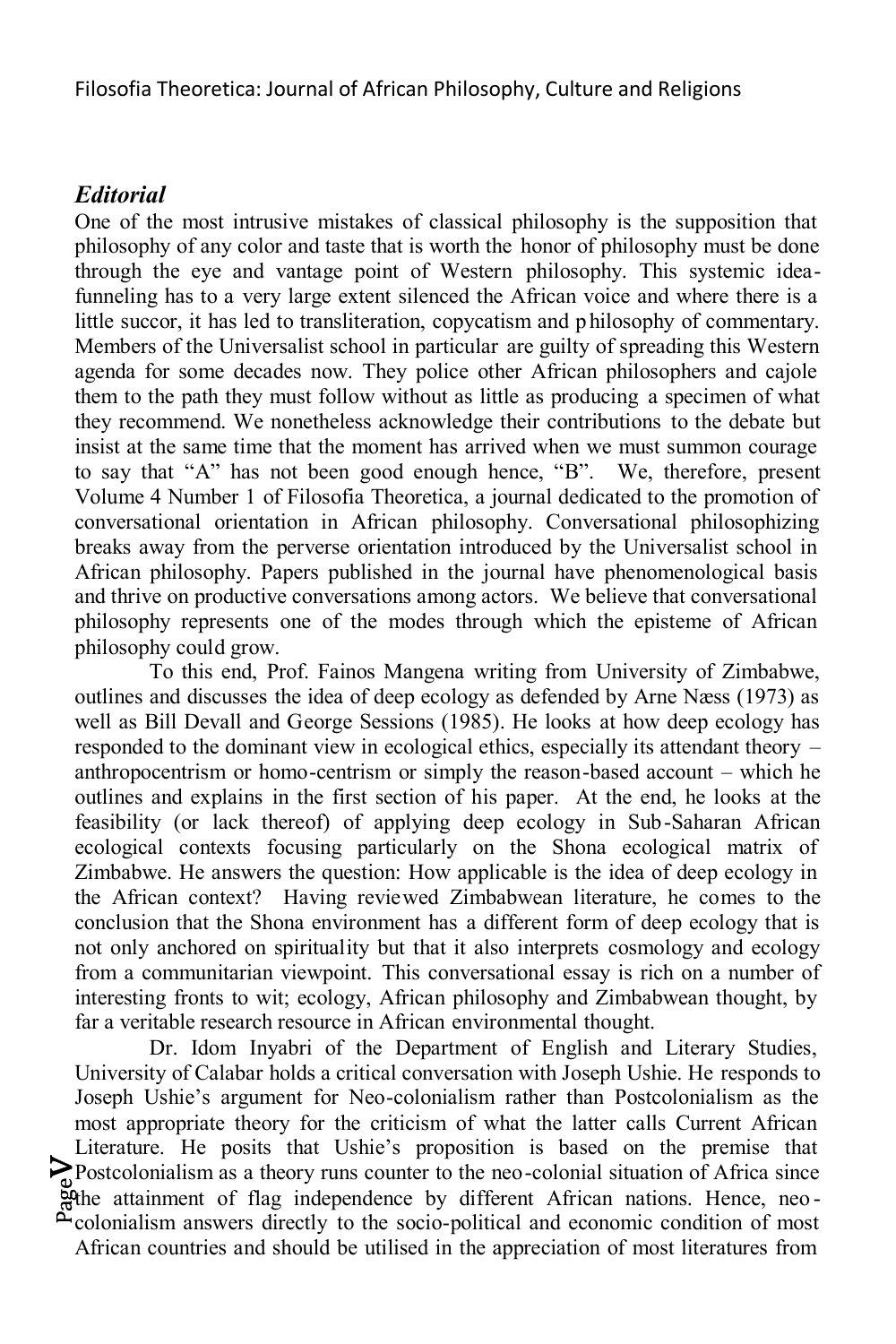## *Editorial*

One of the most intrusive mistakes of classical philosophy is the supposition that philosophy of any color and taste that is worth the honor of philosophy must be done through the eye and vantage point of Western philosophy. This systemic idea-funneling has to a very large extent silenced the African voice and where there is a little succor, it has led to transliteration, copycatism and philosophy of commentary. Members of the Universalist school in particular are guilty of spreading this Western agenda for some decades now. They police other African philosophers and cajole them to the path they must follow without as little as producing a specimen of what they recommend. We nonetheless acknowledge their contributions to the debate but insist at the same time that the moment has arrived when we must summon courage to say that "A" has not been good enough hence, "B". We, therefore, present Volume 4 Number 1 of Filosofia Theoretica, a journal dedicated to the promotion of conversational orientation in African philosophy. Conversational philosophizing breaks away from the perverse orientation introduced by the Universalist school in African philosophy. Papers published in the journal have phenomenological basis and thrive on productive conversations among actors. We believe that conversational philosophy represents one of the modes through which the episteme of African philosophy could grow.

To this end, Prof. Fainos Mangena writing from University of Zimbabwe, outlines and discusses the idea of deep ecology as defended by Arne Næss (1973) as well as Bill Devall and George Sessions (1985). He looks at how deep ecology has responded to the dominant view in ecological ethics, especially its attendant theory – anthropocentrism or homo-centrism or simply the reason-based account – which he outlines and explains in the first section of his paper. At the end, he looks at the feasibility (or lack thereof) of applying deep ecology in Sub-Saharan African ecological contexts focusing particularly on the Shona ecological matrix of Zimbabwe. He answers the question: How applicable is the idea of deep ecology in the African context? Having reviewed Zimbabwean literature, he comes to the conclusion that the Shona environment has a different form of deep ecology that is not only anchored on spirituality but that it also interprets cosmology and ecology from a communitarian viewpoint. This conversational essay is rich on a number of interesting fronts to wit; ecology, African philosophy and Zimbabwean thought, by far a veritable research resource in African environmental thought.

Dr. Idom Inyabri of the Department of English and Literary Studies, University of Calabar holds a critical conversation with Joseph Ushie. He responds to Joseph Ushie's argument for Neo-colonialism rather than Postcolonialism as the most appropriate theory for the criticism of what the latter calls Current African Literature. He posits that Ushie's proposition is based on the premise that Postcolonialism as a theory runs counter to the neo-colonial situation of Africa since the attainment of flag independence by different African nations. Hence, neo-colonialism answers directly to the socio-political and economic condition of most African countries and should be utilised in the appreciation of most literatures from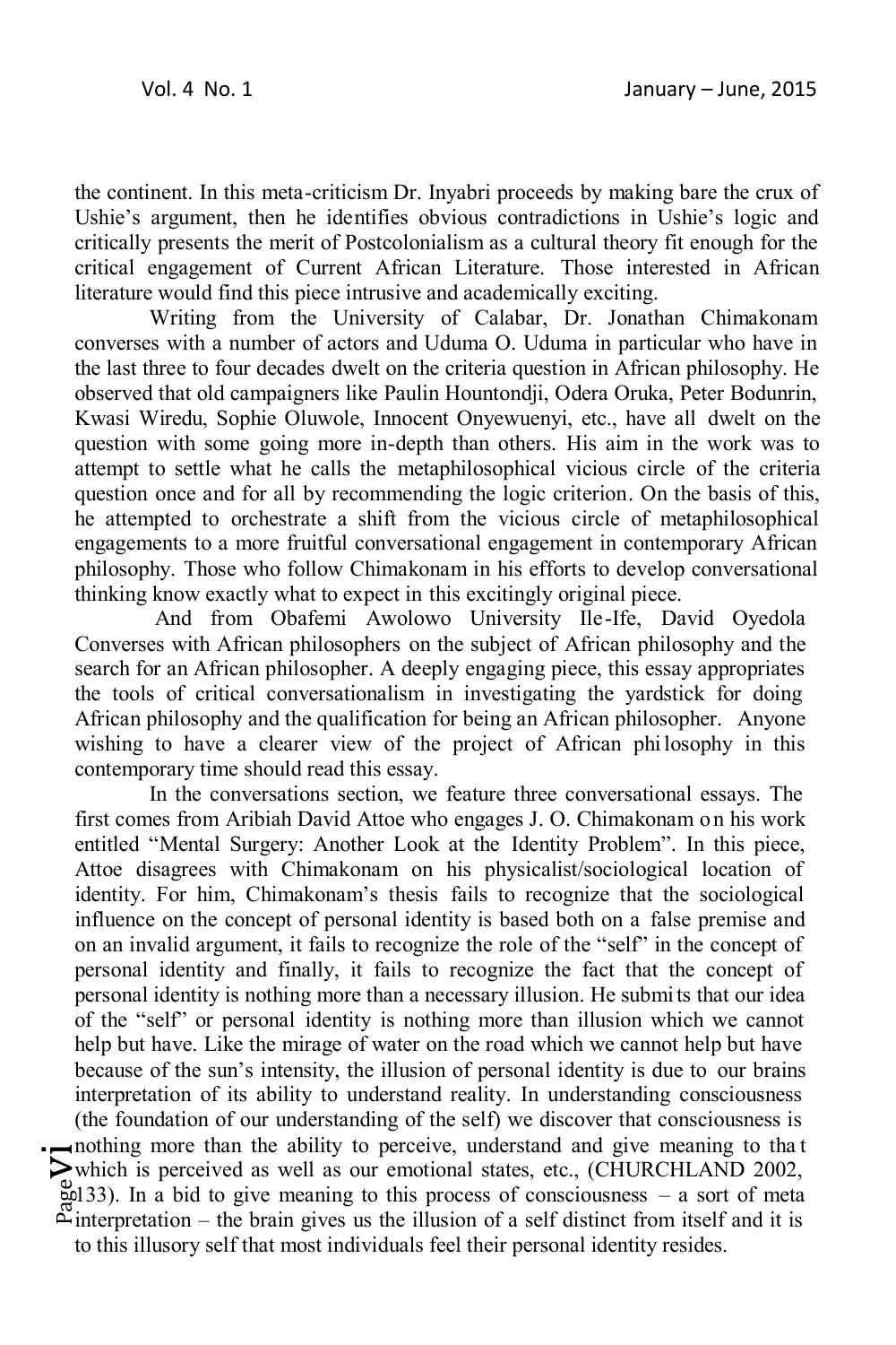the continent. In this meta-criticism Dr. Inyabri proceeds by making bare the crux of Ushie's argument, then he identifies obvious contradictions in Ushie's logic and critically presents the merit of Postcolonialism as a cultural theory fit enough for the critical engagement of Current African Literature. Those interested in African literature would find this piece intrusive and academically exciting.

Writing from the University of Calabar, Dr. Jonathan Chimakonam converses with a number of actors and Uduma O. Uduma in particular who have in the last three to four decades dwelt on the criteria question in African philosophy. He observed that old campaigners like Paulin Hountondji, Odera Oruka, Peter Bodunrin, Kwasi Wiredu, Sophie Oluwole, Innocent Onyewuenyi, etc., have all dwelt on the question with some going more in-depth than others. His aim in the work was to attempt to settle what he calls the metaphilosophical vicious circle of the criteria question once and for all by recommending the logic criterion. On the basis of this, he attempted to orchestrate a shift from the vicious circle of metaphilosophical engagements to a more fruitful conversational engagement in contemporary African philosophy. Those who follow Chimakonam in his efforts to develop conversational thinking know exactly what to expect in this excitingly original piece.

And from Obafemi Awolowo University Ile-Ife, David Oyedola Converses with African philosophers on the subject of African philosophy and the search for an African philosopher. A deeply engaging piece, this essay appropriates the tools of critical conversationalism in investigating the yardstick for doing African philosophy and the qualification for being an African philosopher. Anyone wishing to have a clearer view of the project of African philosophy in this contemporary time should read this essay.

In the conversations section, we feature three conversational essays. The first comes from Aribiah David Attoe who engages J. O. Chimakonam on his work entitled "Mental Surgery: Another Look at the Identity Problem". In this piece, Attoe disagrees with Chimakonam on his physicalist/sociological location of identity. For him, Chimakonam's thesis fails to recognize that the sociological influence on the concept of personal identity is based both on a false premise and on an invalid argument, it fails to recognize the role of the "self" in the concept of personal identity and finally, it fails to recognize the fact that the concept of personal identity is nothing more than a necessary illusion. He submits that our idea of the "self" or personal identity is nothing more than illusion which we cannot help but have. Like the mirage of water on the road which we cannot help but have because of the sun's intensity, the illusion of personal identity is due to our brains interpretation of its ability to understand reality. In understanding consciousness (the foundation of our understanding of the self) we discover that consciousness is nothing more than the ability to perceive, understand and give meaning to that which is perceived as well as our emotional states, etc., (CHURCHLAND 2002, 133). In a bid to give meaning to this process of consciousness – a sort of meta interpretation – the brain gives us the illusion of a self distinct from itself and it is to this illusory self that most individuals feel their personal identity resides.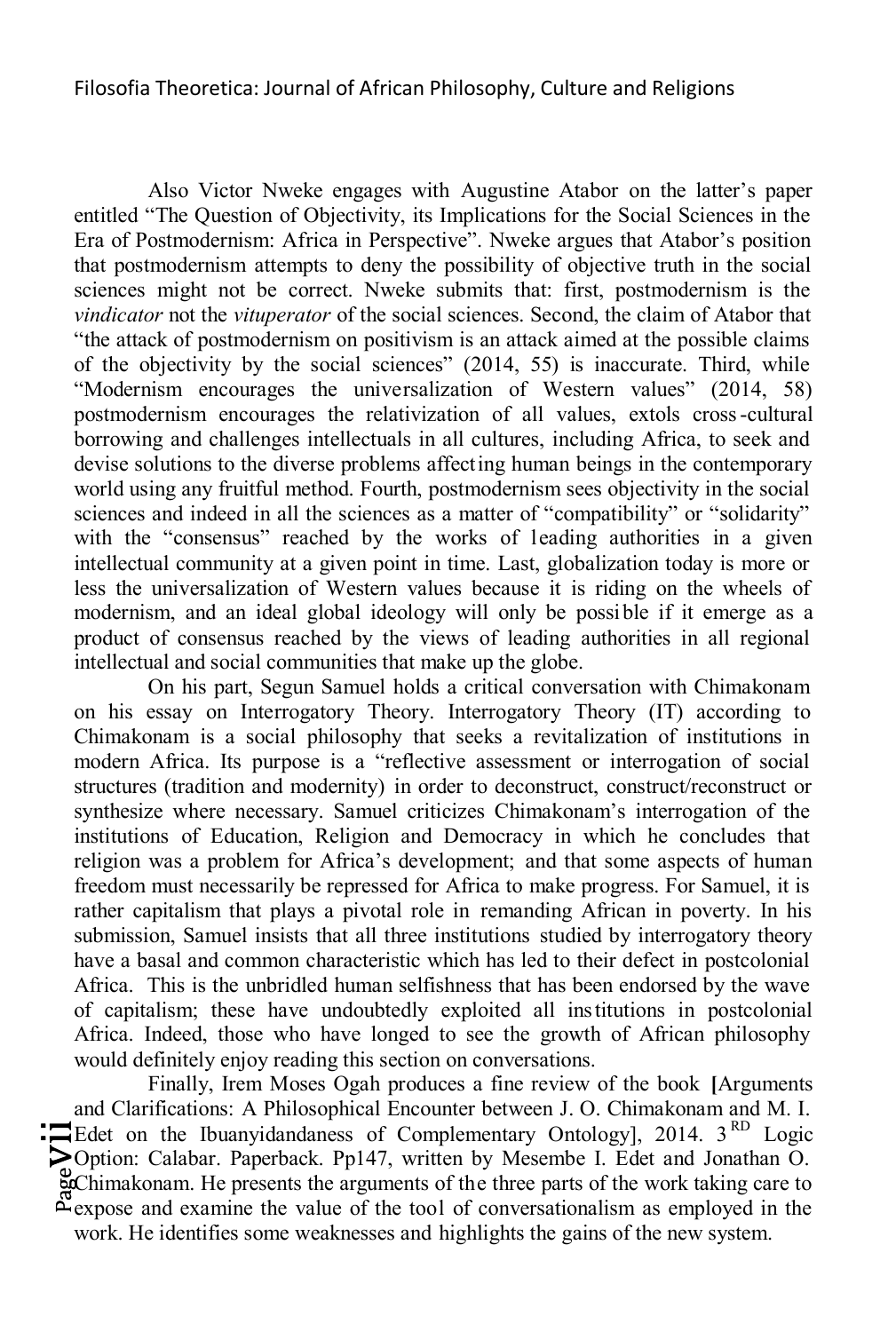Also Victor Nweke engages with Augustine Atabor on the latter's paper entitled "The Question of Objectivity, its Implications for the Social Sciences in the Era of Postmodernism: Africa in Perspective". Nweke argues that Atabor's position that postmodernism attempts to deny the possibility of objective truth in the social sciences might not be correct. Nweke submits that: first, postmodernism is the *vindicator* not the *vituperator* of the social sciences. Second, the claim of Atabor that "the attack of postmodernism on positivism is an attack aimed at the possible claims of the objectivity by the social sciences" (2014, 55) is inaccurate. Third, while "Modernism encourages the universalization of Western values" (2014, 58) postmodernism encourages the relativization of all values, extols cross-cultural borrowing and challenges intellectuals in all cultures, including Africa, to seek and devise solutions to the diverse problems affecting human beings in the contemporary world using any fruitful method. Fourth, postmodernism sees objectivity in the social sciences and indeed in all the sciences as a matter of "compatibility" or "solidarity" with the "consensus" reached by the works of leading authorities in a given intellectual community at a given point in time. Last, globalization today is more or less the universalization of Western values because it is riding on the wheels of modernism, and an ideal global ideology will only be possible if it emerge as a product of consensus reached by the views of leading authorities in all regional intellectual and social communities that make up the globe.

On his part, Segun Samuel holds a critical conversation with Chimakonam on his essay on Interrogatory Theory. Interrogatory Theory (IT) according to Chimakonam is a social philosophy that seeks a revitalization of institutions in modern Africa. Its purpose is a "reflective assessment or interrogation of social structures (tradition and modernity) in order to deconstruct, construct/reconstruct or synthesize where necessary. Samuel criticizes Chimakonam's interrogation of the institutions of Education, Religion and Democracy in which he concludes that religion was a problem for Africa's development; and that some aspects of human freedom must necessarily be repressed for Africa to make progress. For Samuel, it is rather capitalism that plays a pivotal role in remanding African in poverty. In his submission, Samuel insists that all three institutions studied by interrogatory theory have a basal and common characteristic which has led to their defect in postcolonial Africa. This is the unbridled human selfishness that has been endorsed by the wave of capitalism; these have undoubtedly exploited all institutions in postcolonial Africa. Indeed, those who have longed to see the growth of African philosophy would definitely enjoy reading this section on conversations.

Finally, Irem Moses Ogah produces a fine review of the book [Arguments and Clarifications: A Philosophical Encounter between J. O. Chimakonam and M. I. Edet on the Ibuanyidandaness of Complementary Ontology], 2014. 3RD Logic Option: Calabar. Paperback. Pp147, written by Mesembe I. Edet and Jonathan O. Chimakonam. He presents the arguments of the three parts of the work taking care to expose and examine the value of the tool of conversationalism as employed in the work. He identifies some weaknesses and highlights the gains of the new system.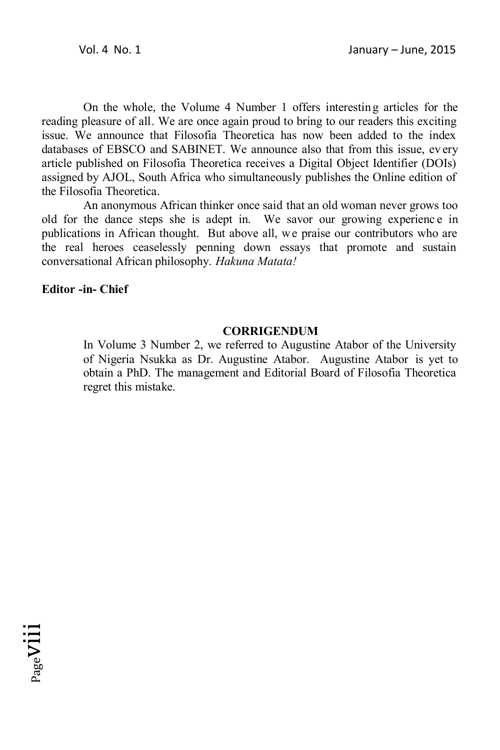On the whole, the Volume 4 Number 1 offers interesting articles for the reading pleasure of all. We are once again proud to bring to our readers this exciting issue. We announce that Filosofia Theoretica has now been added to the index databases of EBSCO and SABINET. We announce also that from this issue, every article published on Filosofia Theoretica receives a Digital Object Identifier (DOIs) assigned by AJOL, South Africa who simultaneously publishes the Online edition of the Filosofia Theoretica.

An anonymous African thinker once said that an old woman never grows too old for the dance steps she is adept in. We savor our growing experience in publications in African thought. But above all, we praise our contributors who are the real heroes ceaselessly penning down essays that promote and sustain conversational African philosophy. *Hakuna Matata!*

**Editor -in- Chief**

**CORRIGENDUM**

In Volume 3 Number 2, we referred to Augustine Atabor of the University of Nigeria Nsukka as Dr. Augustine Atabor. Augustine Atabor is yet to obtain a PhD. The management and Editorial Board of Filosofia Theoretica regret this mistake.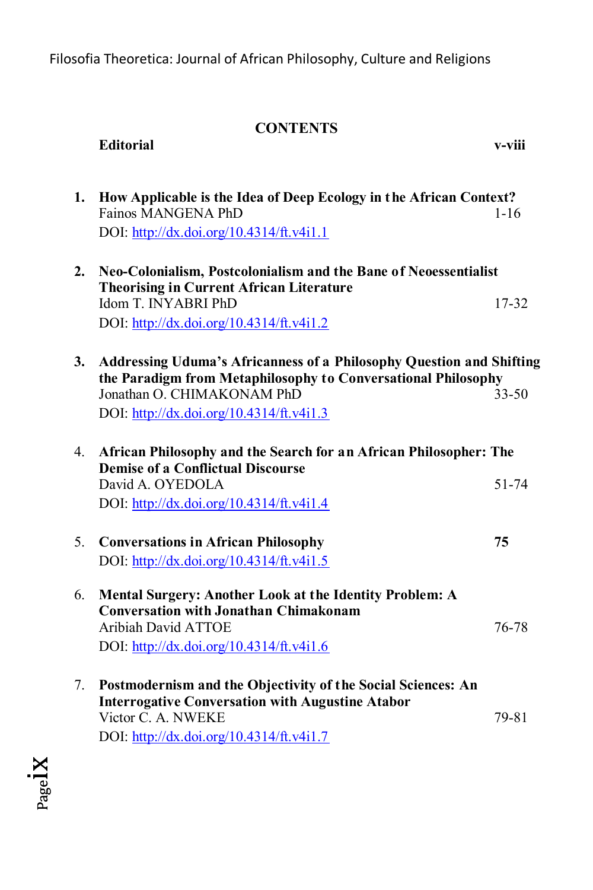# CONTENTS

**Editorial** **v-viii**

1. **How Applicable is the Idea of Deep Ecology in the African Context?**
   Fainos MANGENA PhD 1-16
   DOI: http://dx.doi.org/10.4314/ft.v4i1.1

2. **Neo-Colonialism, Postcolonialism and the Bane of Neoessentialist Theorising in Current African Literature**
   Idom T. INYABRI PhD 17-32
   DOI: http://dx.doi.org/10.4314/ft.v4i1.2

3. **Addressing Uduma's Africanness of a Philosophy Question and Shifting the Paradigm from Metaphilosophy to Conversational Philosophy**
   Jonathan O. CHIMAKONAM PhD 33-50
   DOI: http://dx.doi.org/10.4314/ft.v4i1.3

4. **African Philosophy and the Search for an African Philosopher: The Demise of a Conflictual Discourse**
   David A. OYEDOLA 51-74
   DOI: http://dx.doi.org/10.4314/ft.v4i1.4

5. **Conversations in African Philosophy** **75**
   DOI: http://dx.doi.org/10.4314/ft.v4i1.5

6. **Mental Surgery: Another Look at the Identity Problem: A Conversation with Jonathan Chimakonam**
   Aribiah David ATTOE 76-78
   DOI: http://dx.doi.org/10.4314/ft.v4i1.6

7. **Postmodernism and the Objectivity of the Social Sciences: An Interrogative Conversation with Augustine Atabor**
   Victor C. A. NWEKE 79-81
   DOI: http://dx.doi.org/10.4314/ft.v4i1.7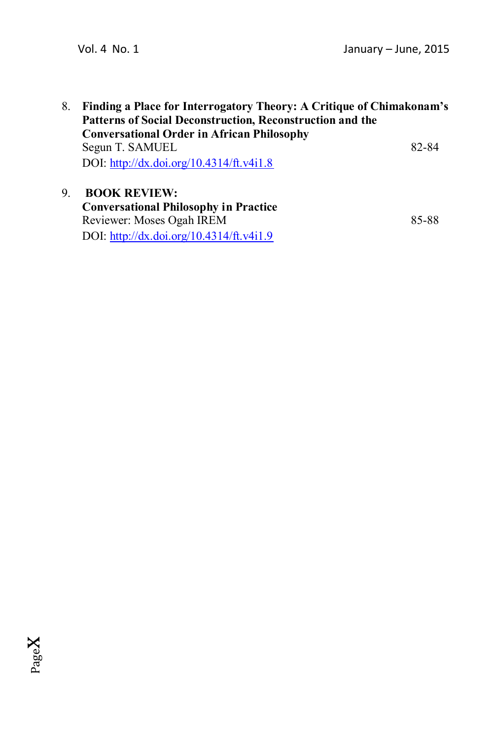8. **Finding a Place for Interrogatory Theory: A Critique of Chimakonam's Patterns of Social Deconstruction, Reconstruction and the Conversational Order in African Philosophy**
   Segun T. SAMUEL 82-84
   DOI: http://dx.doi.org/10.4314/ft.v4i1.8

9. **BOOK REVIEW:**
   **Conversational Philosophy in Practice**
   Reviewer: Moses Ogah IREM 85-88
   DOI: http://dx.doi.org/10.4314/ft.v4i1.9